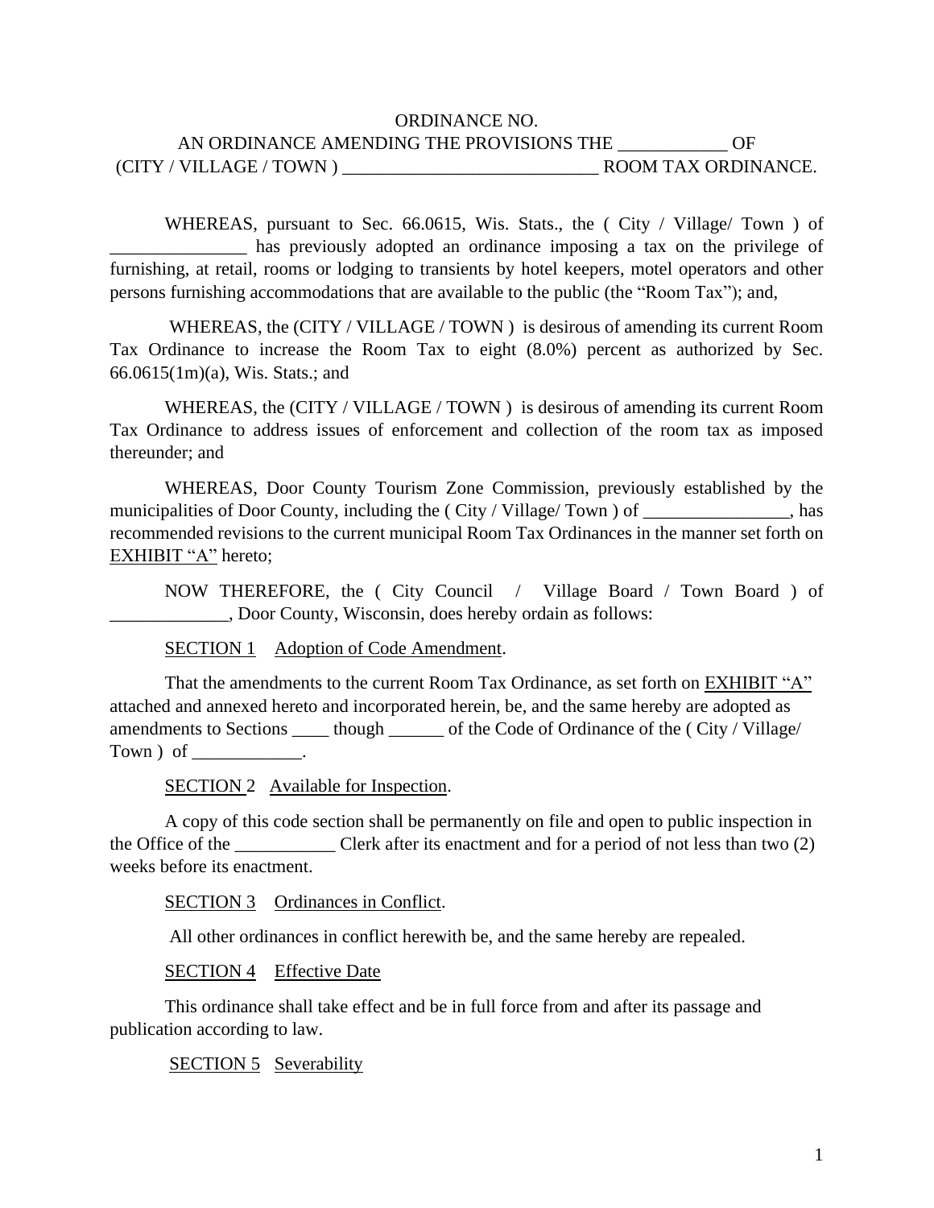ORDINANCE NO.

AN ORDINANCE AMENDING THE PROVISIONS THE ____________ OF (CITY / VILLAGE / TOWN ) ____________________________ ROOM TAX ORDINANCE.

WHEREAS, pursuant to Sec. 66.0615, Wis. Stats., the ( City / Village/ Town ) of _______________ has previously adopted an ordinance imposing a tax on the privilege of furnishing, at retail, rooms or lodging to transients by hotel keepers, motel operators and other persons furnishing accommodations that are available to the public (the "Room Tax"); and,

WHEREAS, the (CITY / VILLAGE / TOWN ) is desirous of amending its current Room Tax Ordinance to increase the Room Tax to eight (8.0%) percent as authorized by Sec. 66.0615(1m)(a), Wis. Stats.; and

WHEREAS, the (CITY / VILLAGE / TOWN ) is desirous of amending its current Room Tax Ordinance to address issues of enforcement and collection of the room tax as imposed thereunder; and

WHEREAS, Door County Tourism Zone Commission, previously established by the municipalities of Door County, including the ( City / Village/ Town ) of ________________, has recommended revisions to the current municipal Room Tax Ordinances in the manner set forth on EXHIBIT "A" hereto;

NOW THEREFORE, the ( City Council / Village Board / Town Board ) of _____________, Door County, Wisconsin, does hereby ordain as follows:

SECTION 1 Adoption of Code Amendment.

That the amendments to the current Room Tax Ordinance, as set forth on EXHIBIT "A" attached and annexed hereto and incorporated herein, be, and the same hereby are adopted as amendments to Sections ____ though ______ of the Code of Ordinance of the ( City / Village/ Town ) of ____________.

SECTION 2 Available for Inspection.

A copy of this code section shall be permanently on file and open to public inspection in the Office of the ___________ Clerk after its enactment and for a period of not less than two (2) weeks before its enactment.

SECTION 3 Ordinances in Conflict.

All other ordinances in conflict herewith be, and the same hereby are repealed.

SECTION 4 Effective Date

This ordinance shall take effect and be in full force from and after its passage and publication according to law.

SECTION 5 Severability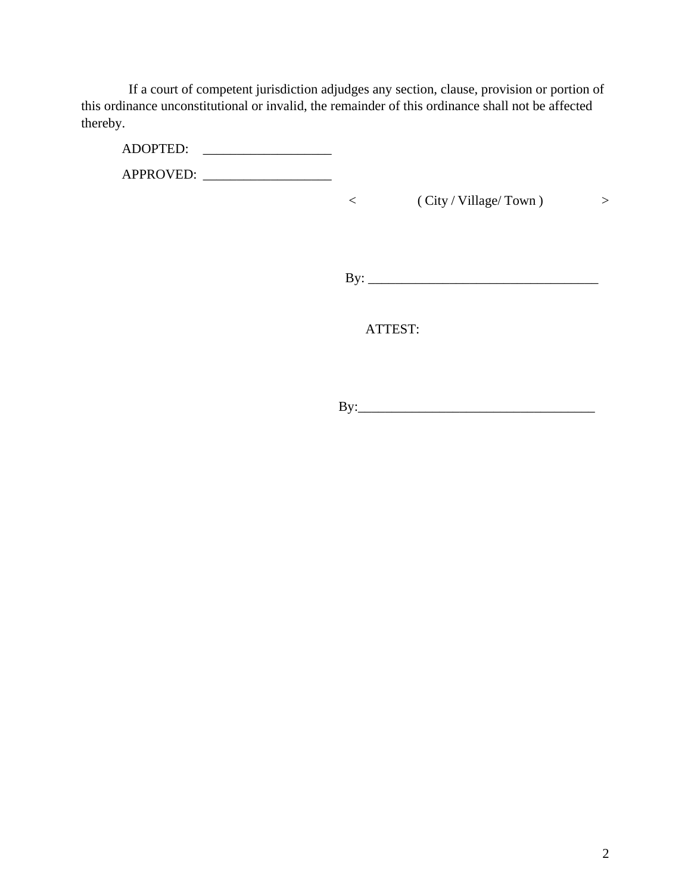If a court of competent jurisdiction adjudges any section, clause, provision or portion of this ordinance unconstitutional or invalid, the remainder of this ordinance shall not be affected thereby.

ADOPTED: ___________________

APPROVED: ___________________

< ( City / Village/ Town ) >

By: ___________________________________

ATTEST:

By:___________________________________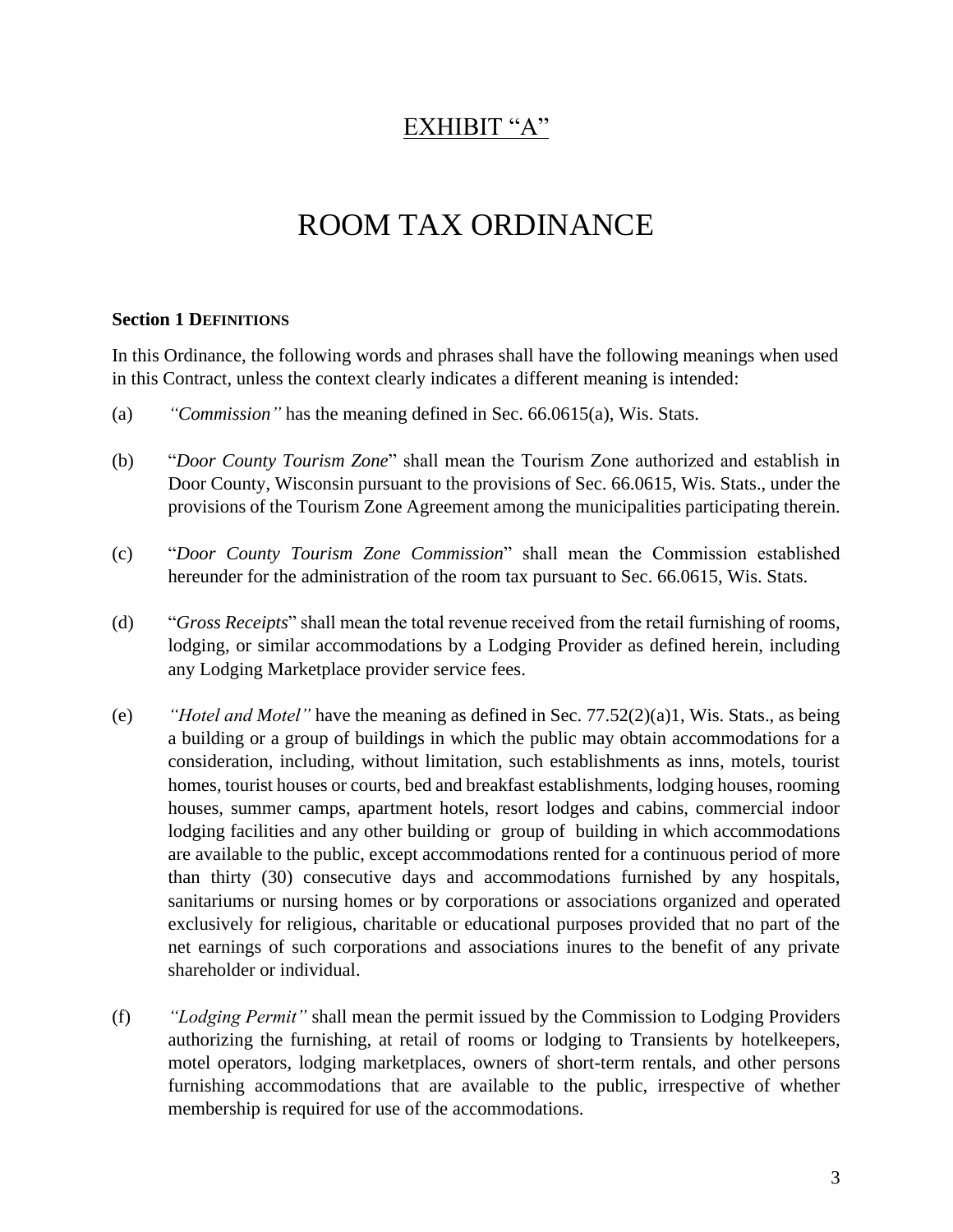# <u>EXHIBIT "A"</u>

# ROOM TAX ORDINANCE

**Section 1 DEFINITIONS**

In this Ordinance, the following words and phrases shall have the following meanings when used in this Contract, unless the context clearly indicates a different meaning is intended:

(a) *"Commission"* has the meaning defined in Sec. 66.0615(a), Wis. Stats.

(b) "*Door County Tourism Zone*" shall mean the Tourism Zone authorized and establish in Door County, Wisconsin pursuant to the provisions of Sec. 66.0615, Wis. Stats., under the provisions of the Tourism Zone Agreement among the municipalities participating therein.

(c) "*Door County Tourism Zone Commission*" shall mean the Commission established hereunder for the administration of the room tax pursuant to Sec. 66.0615, Wis. Stats.

(d) "*Gross Receipts*" shall mean the total revenue received from the retail furnishing of rooms, lodging, or similar accommodations by a Lodging Provider as defined herein, including any Lodging Marketplace provider service fees.

(e) *"Hotel and Motel"* have the meaning as defined in Sec. 77.52(2)(a)1, Wis. Stats., as being a building or a group of buildings in which the public may obtain accommodations for a consideration, including, without limitation, such establishments as inns, motels, tourist homes, tourist houses or courts, bed and breakfast establishments, lodging houses, rooming houses, summer camps, apartment hotels, resort lodges and cabins, commercial indoor lodging facilities and any other building or group of building in which accommodations are available to the public, except accommodations rented for a continuous period of more than thirty (30) consecutive days and accommodations furnished by any hospitals, sanitariums or nursing homes or by corporations or associations organized and operated exclusively for religious, charitable or educational purposes provided that no part of the net earnings of such corporations and associations inures to the benefit of any private shareholder or individual.

(f) *"Lodging Permit"* shall mean the permit issued by the Commission to Lodging Providers authorizing the furnishing, at retail of rooms or lodging to Transients by hotelkeepers, motel operators, lodging marketplaces, owners of short-term rentals, and other persons furnishing accommodations that are available to the public, irrespective of whether membership is required for use of the accommodations.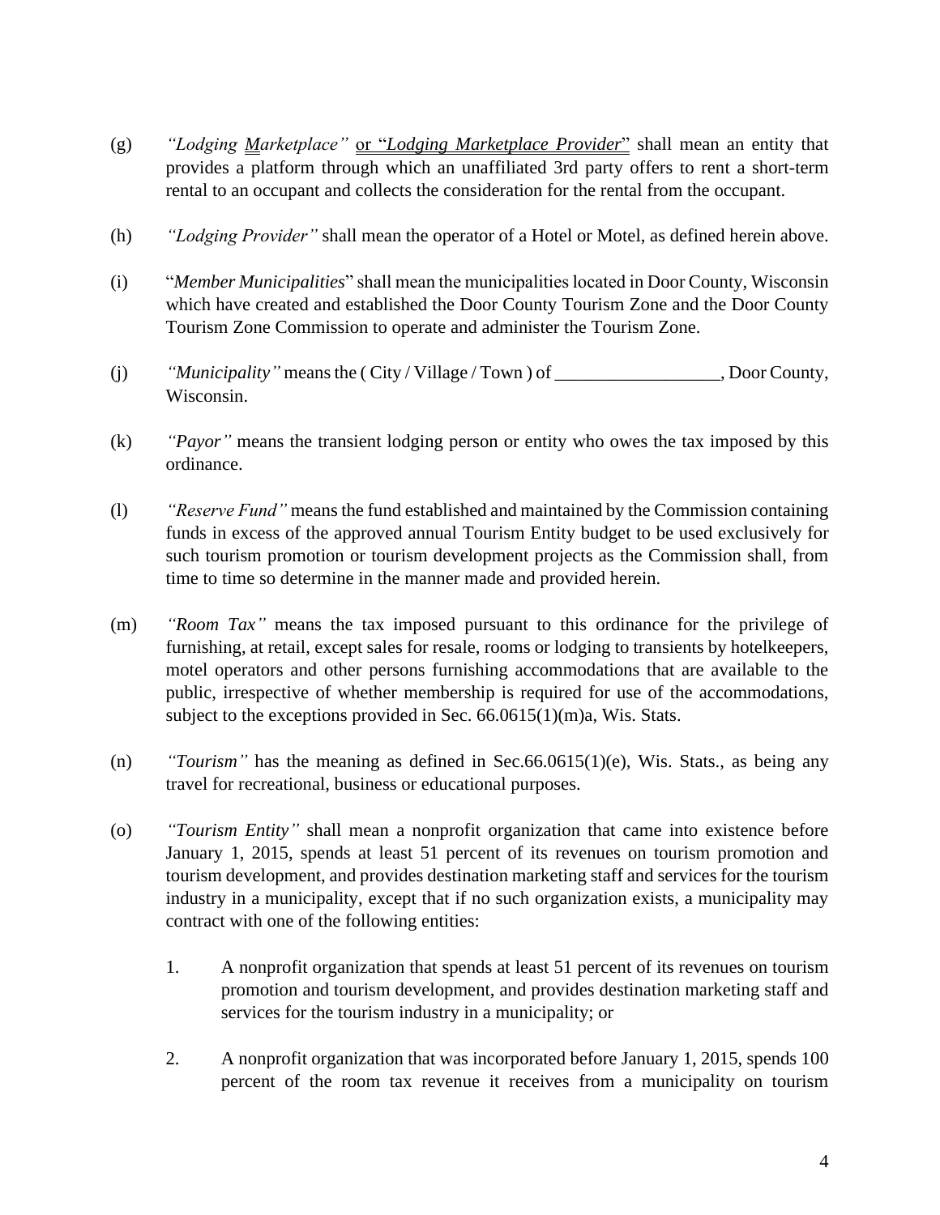(g) *"Lodging Marketplace"* or "*Lodging Marketplace Provider*" shall mean an entity that provides a platform through which an unaffiliated 3rd party offers to rent a short-term rental to an occupant and collects the consideration for the rental from the occupant.

(h) *"Lodging Provider"* shall mean the operator of a Hotel or Motel, as defined herein above.

(i) "*Member Municipalities*" shall mean the municipalities located in Door County, Wisconsin which have created and established the Door County Tourism Zone and the Door County Tourism Zone Commission to operate and administer the Tourism Zone.

(j) *"Municipality"* means the ( City / Village / Town ) of __________________, Door County, Wisconsin.

(k) *"Payor"* means the transient lodging person or entity who owes the tax imposed by this ordinance.

(l) *"Reserve Fund"* means the fund established and maintained by the Commission containing funds in excess of the approved annual Tourism Entity budget to be used exclusively for such tourism promotion or tourism development projects as the Commission shall, from time to time so determine in the manner made and provided herein.

(m) *"Room Tax"* means the tax imposed pursuant to this ordinance for the privilege of furnishing, at retail, except sales for resale, rooms or lodging to transients by hotelkeepers, motel operators and other persons furnishing accommodations that are available to the public, irrespective of whether membership is required for use of the accommodations, subject to the exceptions provided in Sec. 66.0615(1)(m)a, Wis. Stats.

(n) *"Tourism"* has the meaning as defined in Sec.66.0615(1)(e), Wis. Stats., as being any travel for recreational, business or educational purposes.

(o) *"Tourism Entity"* shall mean a nonprofit organization that came into existence before January 1, 2015, spends at least 51 percent of its revenues on tourism promotion and tourism development, and provides destination marketing staff and services for the tourism industry in a municipality, except that if no such organization exists, a municipality may contract with one of the following entities:

1. A nonprofit organization that spends at least 51 percent of its revenues on tourism promotion and tourism development, and provides destination marketing staff and services for the tourism industry in a municipality; or

2. A nonprofit organization that was incorporated before January 1, 2015, spends 100 percent of the room tax revenue it receives from a municipality on tourism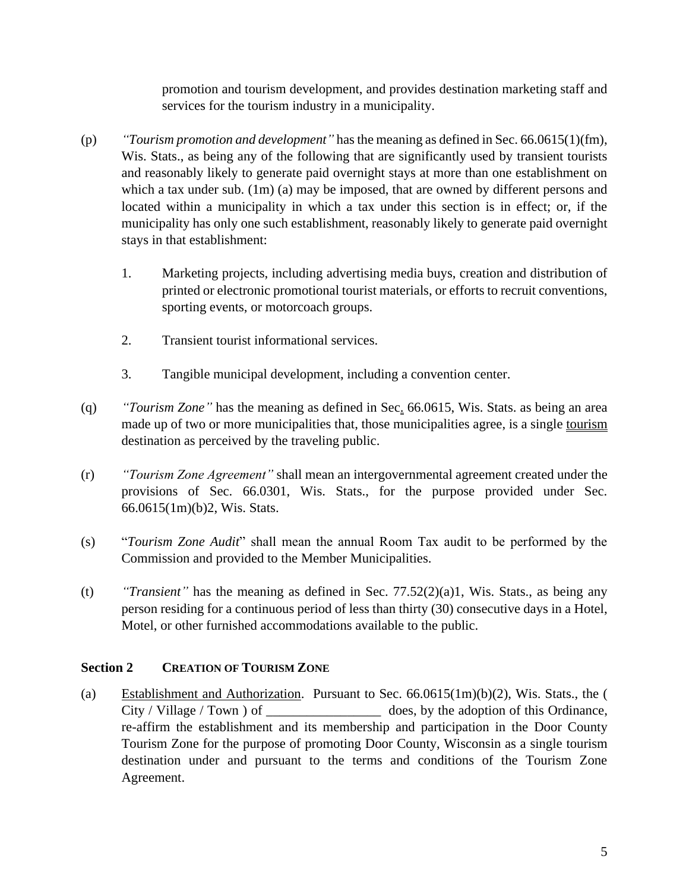promotion and tourism development, and provides destination marketing staff and services for the tourism industry in a municipality.

(p) *"Tourism promotion and development"* has the meaning as defined in Sec. 66.0615(1)(fm), Wis. Stats., as being any of the following that are significantly used by transient tourists and reasonably likely to generate paid overnight stays at more than one establishment on which a tax under sub. (1m) (a) may be imposed, that are owned by different persons and located within a municipality in which a tax under this section is in effect; or, if the municipality has only one such establishment, reasonably likely to generate paid overnight stays in that establishment:

1. Marketing projects, including advertising media buys, creation and distribution of printed or electronic promotional tourist materials, or efforts to recruit conventions, sporting events, or motorcoach groups.

2. Transient tourist informational services.

3. Tangible municipal development, including a convention center.

(q) *"Tourism Zone"* has the meaning as defined in Sec. 66.0615, Wis. Stats. as being an area made up of two or more municipalities that, those municipalities agree, is a single tourism destination as perceived by the traveling public.

(r) *"Tourism Zone Agreement"* shall mean an intergovernmental agreement created under the provisions of Sec. 66.0301, Wis. Stats., for the purpose provided under Sec. 66.0615(1m)(b)2, Wis. Stats.

(s) "*Tourism Zone Audit*" shall mean the annual Room Tax audit to be performed by the Commission and provided to the Member Municipalities.

(t) *"Transient"* has the meaning as defined in Sec. 77.52(2)(a)1, Wis. Stats., as being any person residing for a continuous period of less than thirty (30) consecutive days in a Hotel, Motel, or other furnished accommodations available to the public.

## Section 2 CREATION OF TOURISM ZONE

(a) Establishment and Authorization. Pursuant to Sec. 66.0615(1m)(b)(2), Wis. Stats., the ( City / Village / Town ) of _________________ does, by the adoption of this Ordinance, re-affirm the establishment and its membership and participation in the Door County Tourism Zone for the purpose of promoting Door County, Wisconsin as a single tourism destination under and pursuant to the terms and conditions of the Tourism Zone Agreement.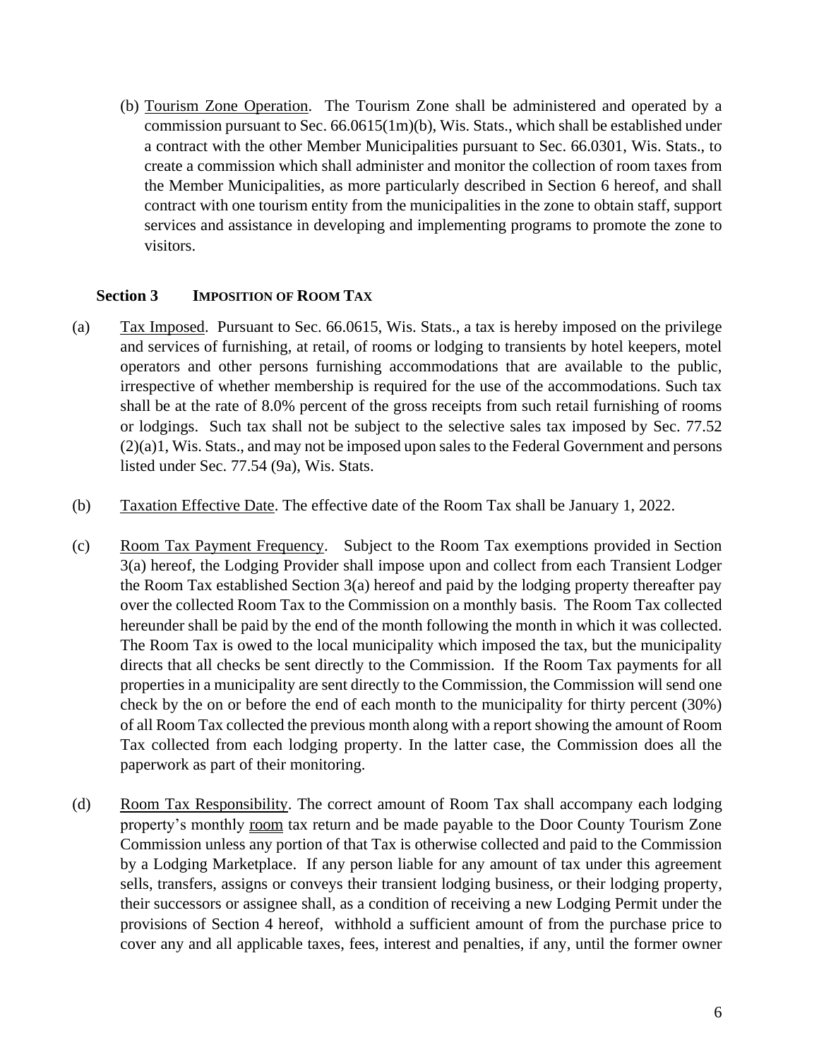(b) Tourism Zone Operation. The Tourism Zone shall be administered and operated by a commission pursuant to Sec. 66.0615(1m)(b), Wis. Stats., which shall be established under a contract with the other Member Municipalities pursuant to Sec. 66.0301, Wis. Stats., to create a commission which shall administer and monitor the collection of room taxes from the Member Municipalities, as more particularly described in Section 6 hereof, and shall contract with one tourism entity from the municipalities in the zone to obtain staff, support services and assistance in developing and implementing programs to promote the zone to visitors.

## Section 3 IMPOSITION OF ROOM TAX

(a) Tax Imposed. Pursuant to Sec. 66.0615, Wis. Stats., a tax is hereby imposed on the privilege and services of furnishing, at retail, of rooms or lodging to transients by hotel keepers, motel operators and other persons furnishing accommodations that are available to the public, irrespective of whether membership is required for the use of the accommodations. Such tax shall be at the rate of 8.0% percent of the gross receipts from such retail furnishing of rooms or lodgings. Such tax shall not be subject to the selective sales tax imposed by Sec. 77.52 (2)(a)1, Wis. Stats., and may not be imposed upon sales to the Federal Government and persons listed under Sec. 77.54 (9a), Wis. Stats.

(b) Taxation Effective Date. The effective date of the Room Tax shall be January 1, 2022.

(c) Room Tax Payment Frequency. Subject to the Room Tax exemptions provided in Section 3(a) hereof, the Lodging Provider shall impose upon and collect from each Transient Lodger the Room Tax established Section 3(a) hereof and paid by the lodging property thereafter pay over the collected Room Tax to the Commission on a monthly basis. The Room Tax collected hereunder shall be paid by the end of the month following the month in which it was collected. The Room Tax is owed to the local municipality which imposed the tax, but the municipality directs that all checks be sent directly to the Commission. If the Room Tax payments for all properties in a municipality are sent directly to the Commission, the Commission will send one check by the on or before the end of each month to the municipality for thirty percent (30%) of all Room Tax collected the previous month along with a report showing the amount of Room Tax collected from each lodging property. In the latter case, the Commission does all the paperwork as part of their monitoring.

(d) Room Tax Responsibility. The correct amount of Room Tax shall accompany each lodging property's monthly room tax return and be made payable to the Door County Tourism Zone Commission unless any portion of that Tax is otherwise collected and paid to the Commission by a Lodging Marketplace. If any person liable for any amount of tax under this agreement sells, transfers, assigns or conveys their transient lodging business, or their lodging property, their successors or assignee shall, as a condition of receiving a new Lodging Permit under the provisions of Section 4 hereof, withhold a sufficient amount of from the purchase price to cover any and all applicable taxes, fees, interest and penalties, if any, until the former owner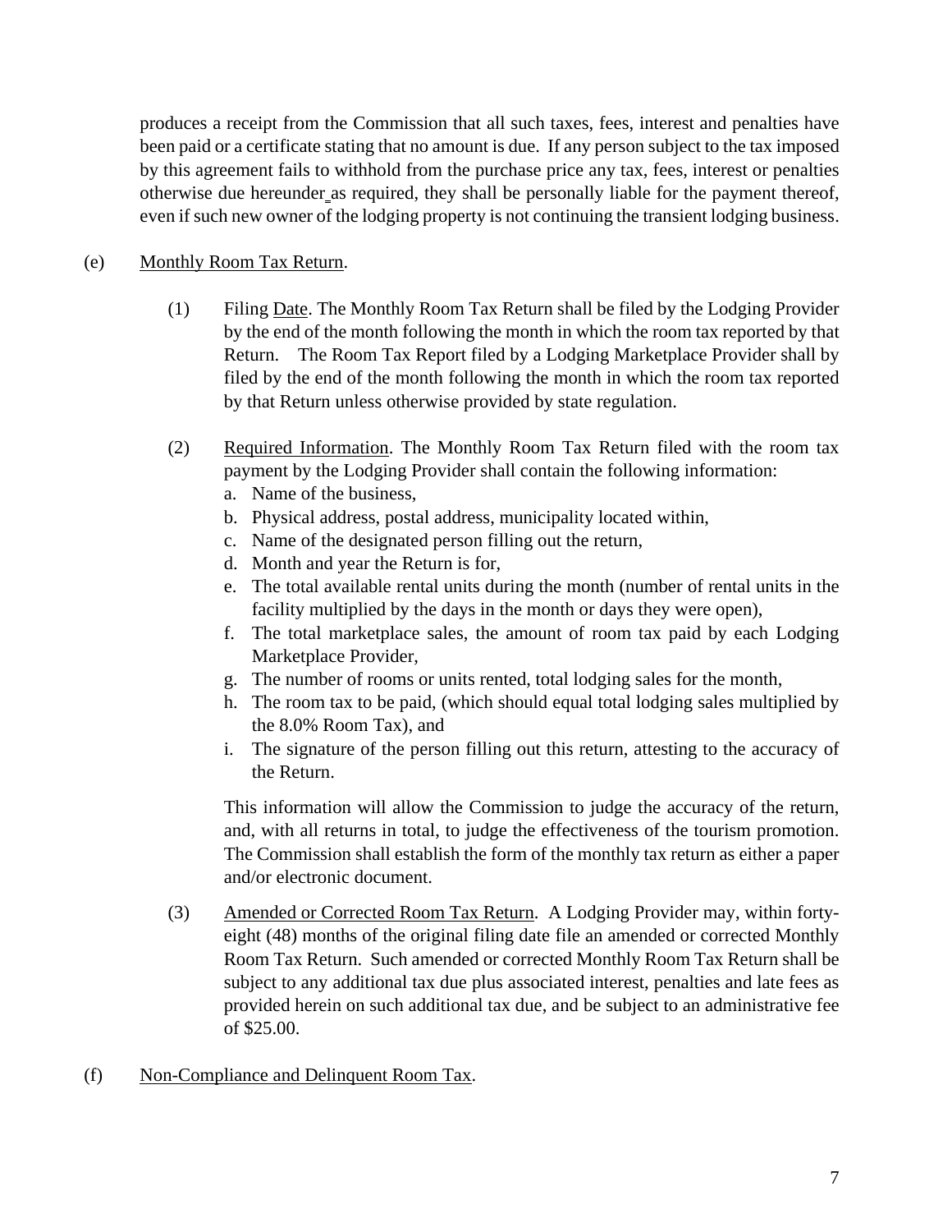produces a receipt from the Commission that all such taxes, fees, interest and penalties have been paid or a certificate stating that no amount is due. If any person subject to the tax imposed by this agreement fails to withhold from the purchase price any tax, fees, interest or penalties otherwise due hereunder as required, they shall be personally liable for the payment thereof, even if such new owner of the lodging property is not continuing the transient lodging business.

(e) Monthly Room Tax Return.

(1) Filing Date. The Monthly Room Tax Return shall be filed by the Lodging Provider by the end of the month following the month in which the room tax reported by that Return. The Room Tax Report filed by a Lodging Marketplace Provider shall by filed by the end of the month following the month in which the room tax reported by that Return unless otherwise provided by state regulation.

(2) Required Information. The Monthly Room Tax Return filed with the room tax payment by the Lodging Provider shall contain the following information:

a. Name of the business,
b. Physical address, postal address, municipality located within,
c. Name of the designated person filling out the return,
d. Month and year the Return is for,
e. The total available rental units during the month (number of rental units in the facility multiplied by the days in the month or days they were open),
f. The total marketplace sales, the amount of room tax paid by each Lodging Marketplace Provider,
g. The number of rooms or units rented, total lodging sales for the month,
h. The room tax to be paid, (which should equal total lodging sales multiplied by the 8.0% Room Tax), and
i. The signature of the person filling out this return, attesting to the accuracy of the Return.

This information will allow the Commission to judge the accuracy of the return, and, with all returns in total, to judge the effectiveness of the tourism promotion. The Commission shall establish the form of the monthly tax return as either a paper and/or electronic document.

(3) Amended or Corrected Room Tax Return. A Lodging Provider may, within forty-eight (48) months of the original filing date file an amended or corrected Monthly Room Tax Return. Such amended or corrected Monthly Room Tax Return shall be subject to any additional tax due plus associated interest, penalties and late fees as provided herein on such additional tax due, and be subject to an administrative fee of $25.00.

(f) Non-Compliance and Delinquent Room Tax.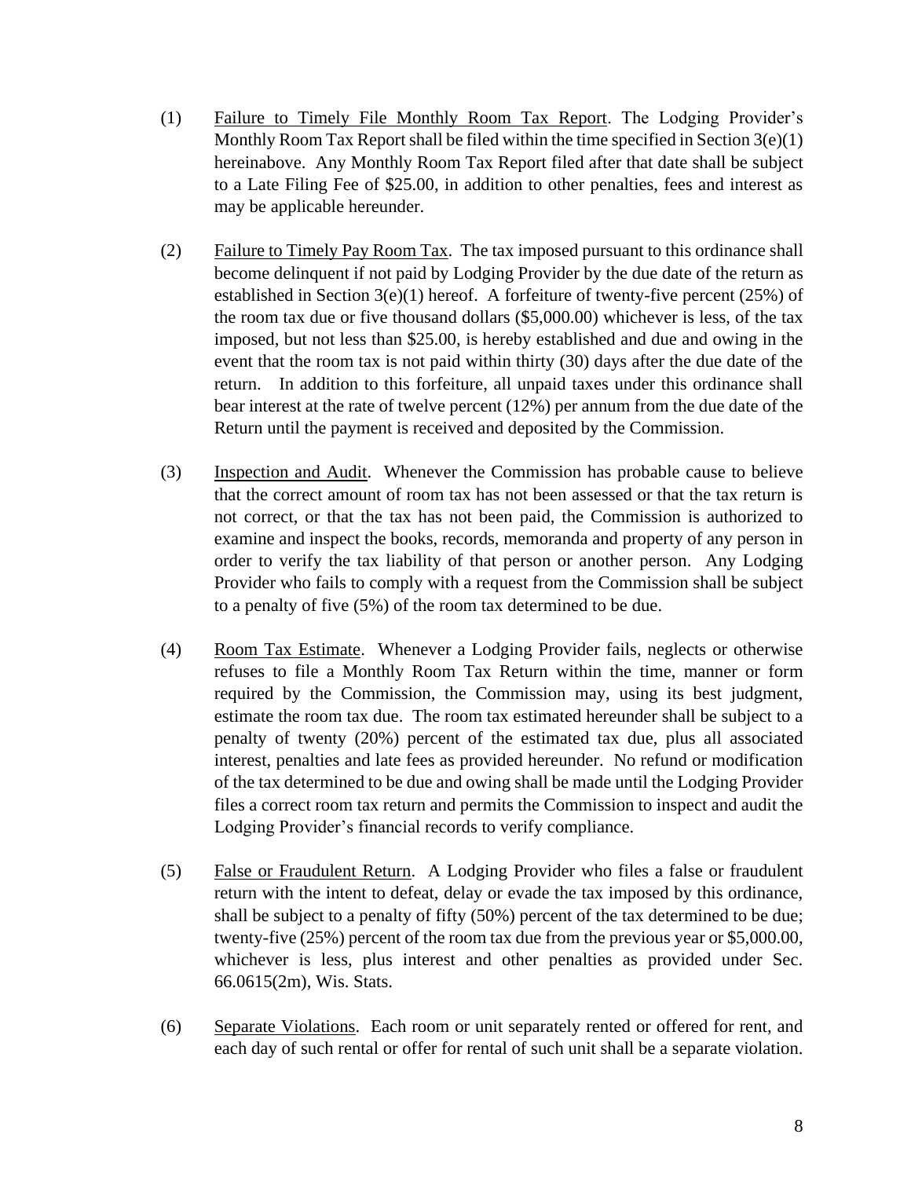(1) Failure to Timely File Monthly Room Tax Report. The Lodging Provider's Monthly Room Tax Report shall be filed within the time specified in Section 3(e)(1) hereinabove. Any Monthly Room Tax Report filed after that date shall be subject to a Late Filing Fee of $25.00, in addition to other penalties, fees and interest as may be applicable hereunder.

(2) Failure to Timely Pay Room Tax. The tax imposed pursuant to this ordinance shall become delinquent if not paid by Lodging Provider by the due date of the return as established in Section 3(e)(1) hereof. A forfeiture of twenty-five percent (25%) of the room tax due or five thousand dollars ($5,000.00) whichever is less, of the tax imposed, but not less than $25.00, is hereby established and due and owing in the event that the room tax is not paid within thirty (30) days after the due date of the return. In addition to this forfeiture, all unpaid taxes under this ordinance shall bear interest at the rate of twelve percent (12%) per annum from the due date of the Return until the payment is received and deposited by the Commission.

(3) Inspection and Audit. Whenever the Commission has probable cause to believe that the correct amount of room tax has not been assessed or that the tax return is not correct, or that the tax has not been paid, the Commission is authorized to examine and inspect the books, records, memoranda and property of any person in order to verify the tax liability of that person or another person. Any Lodging Provider who fails to comply with a request from the Commission shall be subject to a penalty of five (5%) of the room tax determined to be due.

(4) Room Tax Estimate. Whenever a Lodging Provider fails, neglects or otherwise refuses to file a Monthly Room Tax Return within the time, manner or form required by the Commission, the Commission may, using its best judgment, estimate the room tax due. The room tax estimated hereunder shall be subject to a penalty of twenty (20%) percent of the estimated tax due, plus all associated interest, penalties and late fees as provided hereunder. No refund or modification of the tax determined to be due and owing shall be made until the Lodging Provider files a correct room tax return and permits the Commission to inspect and audit the Lodging Provider's financial records to verify compliance.

(5) False or Fraudulent Return. A Lodging Provider who files a false or fraudulent return with the intent to defeat, delay or evade the tax imposed by this ordinance, shall be subject to a penalty of fifty (50%) percent of the tax determined to be due; twenty-five (25%) percent of the room tax due from the previous year or $5,000.00, whichever is less, plus interest and other penalties as provided under Sec. 66.0615(2m), Wis. Stats.

(6) Separate Violations. Each room or unit separately rented or offered for rent, and each day of such rental or offer for rental of such unit shall be a separate violation.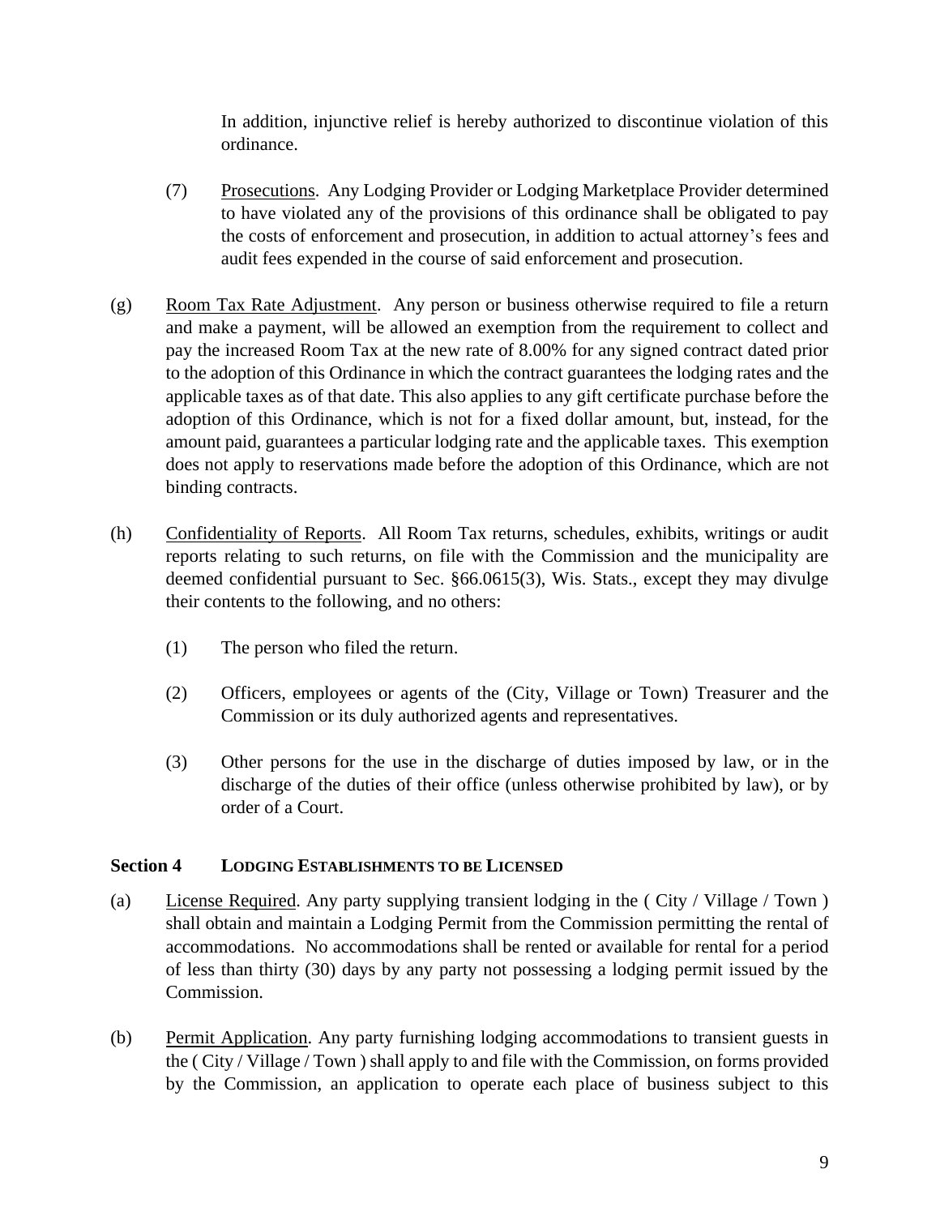In addition, injunctive relief is hereby authorized to discontinue violation of this ordinance.

(7) Prosecutions. Any Lodging Provider or Lodging Marketplace Provider determined to have violated any of the provisions of this ordinance shall be obligated to pay the costs of enforcement and prosecution, in addition to actual attorney's fees and audit fees expended in the course of said enforcement and prosecution.

(g) Room Tax Rate Adjustment. Any person or business otherwise required to file a return and make a payment, will be allowed an exemption from the requirement to collect and pay the increased Room Tax at the new rate of 8.00% for any signed contract dated prior to the adoption of this Ordinance in which the contract guarantees the lodging rates and the applicable taxes as of that date. This also applies to any gift certificate purchase before the adoption of this Ordinance, which is not for a fixed dollar amount, but, instead, for the amount paid, guarantees a particular lodging rate and the applicable taxes. This exemption does not apply to reservations made before the adoption of this Ordinance, which are not binding contracts.

(h) Confidentiality of Reports. All Room Tax returns, schedules, exhibits, writings or audit reports relating to such returns, on file with the Commission and the municipality are deemed confidential pursuant to Sec. §66.0615(3), Wis. Stats., except they may divulge their contents to the following, and no others:

(1) The person who filed the return.

(2) Officers, employees or agents of the (City, Village or Town) Treasurer and the Commission or its duly authorized agents and representatives.

(3) Other persons for the use in the discharge of duties imposed by law, or in the discharge of the duties of their office (unless otherwise prohibited by law), or by order of a Court.

### Section 4 LODGING ESTABLISHMENTS TO BE LICENSED

(a) License Required. Any party supplying transient lodging in the ( City / Village / Town ) shall obtain and maintain a Lodging Permit from the Commission permitting the rental of accommodations. No accommodations shall be rented or available for rental for a period of less than thirty (30) days by any party not possessing a lodging permit issued by the Commission.

(b) Permit Application. Any party furnishing lodging accommodations to transient guests in the ( City / Village / Town ) shall apply to and file with the Commission, on forms provided by the Commission, an application to operate each place of business subject to this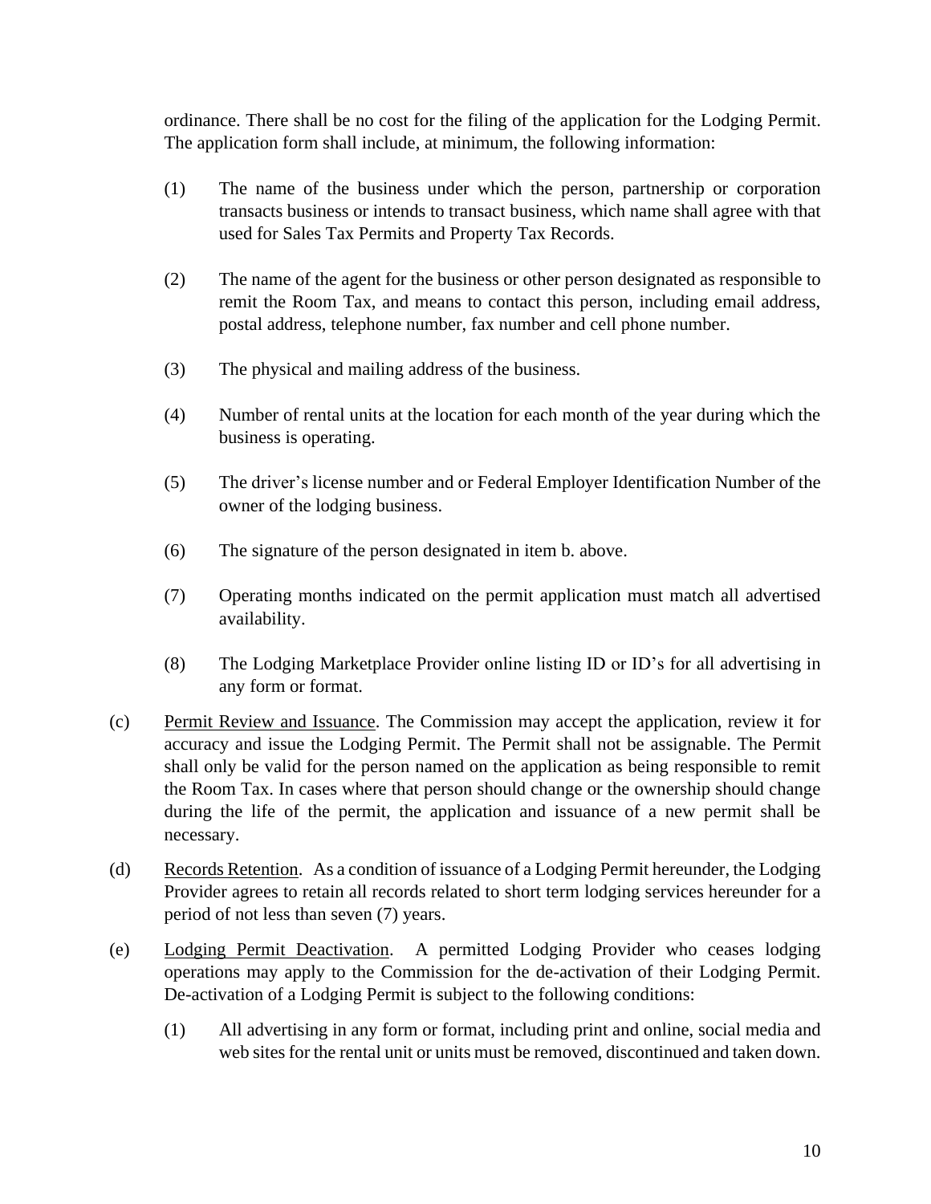ordinance. There shall be no cost for the filing of the application for the Lodging Permit. The application form shall include, at minimum, the following information:

(1) The name of the business under which the person, partnership or corporation transacts business or intends to transact business, which name shall agree with that used for Sales Tax Permits and Property Tax Records.

(2) The name of the agent for the business or other person designated as responsible to remit the Room Tax, and means to contact this person, including email address, postal address, telephone number, fax number and cell phone number.

(3) The physical and mailing address of the business.

(4) Number of rental units at the location for each month of the year during which the business is operating.

(5) The driver's license number and or Federal Employer Identification Number of the owner of the lodging business.

(6) The signature of the person designated in item b. above.

(7) Operating months indicated on the permit application must match all advertised availability.

(8) The Lodging Marketplace Provider online listing ID or ID's for all advertising in any form or format.

(c) Permit Review and Issuance. The Commission may accept the application, review it for accuracy and issue the Lodging Permit. The Permit shall not be assignable. The Permit shall only be valid for the person named on the application as being responsible to remit the Room Tax. In cases where that person should change or the ownership should change during the life of the permit, the application and issuance of a new permit shall be necessary.

(d) Records Retention. As a condition of issuance of a Lodging Permit hereunder, the Lodging Provider agrees to retain all records related to short term lodging services hereunder for a period of not less than seven (7) years.

(e) Lodging Permit Deactivation. A permitted Lodging Provider who ceases lodging operations may apply to the Commission for the de-activation of their Lodging Permit. De-activation of a Lodging Permit is subject to the following conditions:

(1) All advertising in any form or format, including print and online, social media and web sites for the rental unit or units must be removed, discontinued and taken down.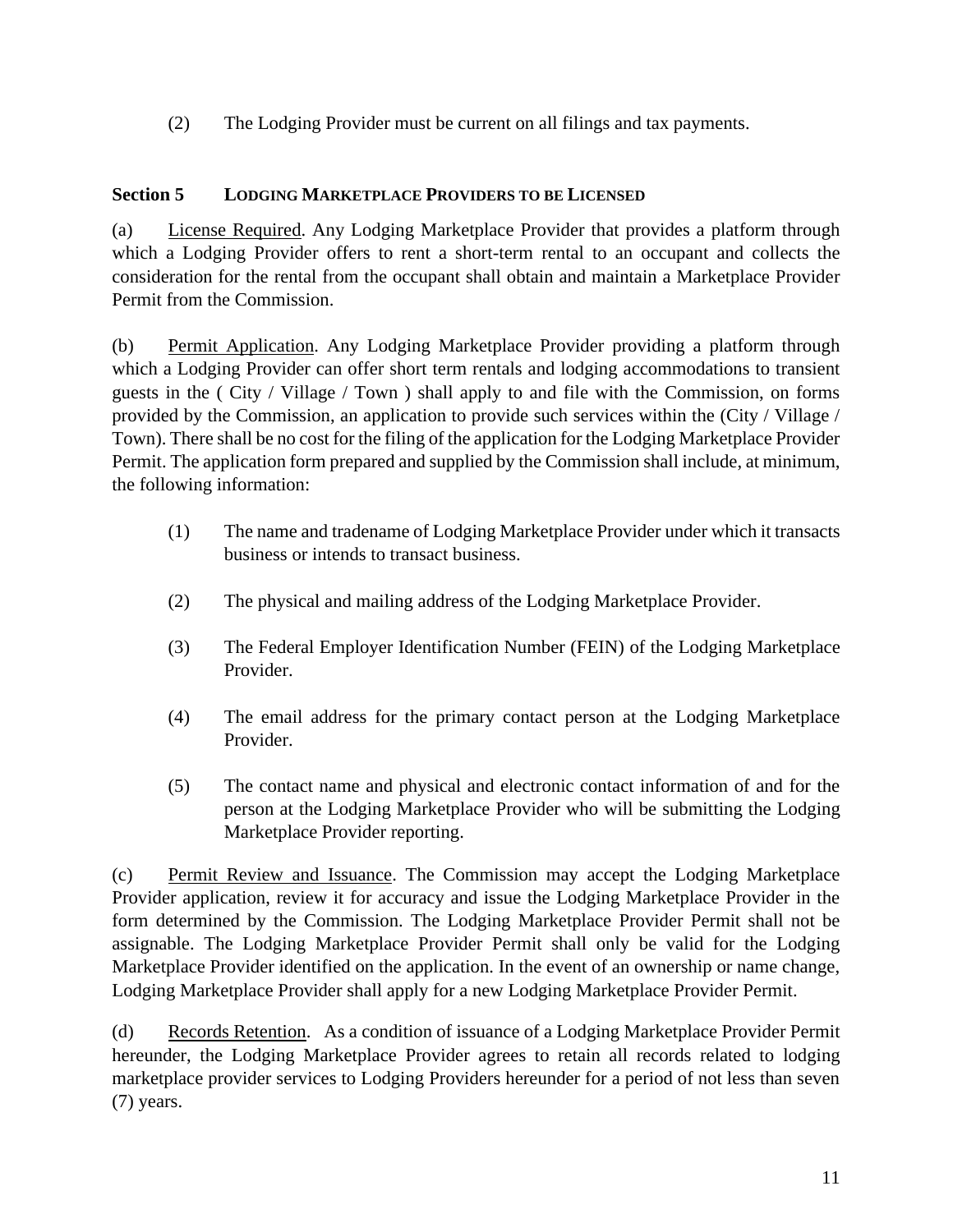(2) The Lodging Provider must be current on all filings and tax payments.

## Section 5 LODGING MARKETPLACE PROVIDERS TO BE LICENSED

(a) License Required. Any Lodging Marketplace Provider that provides a platform through which a Lodging Provider offers to rent a short-term rental to an occupant and collects the consideration for the rental from the occupant shall obtain and maintain a Marketplace Provider Permit from the Commission.

(b) Permit Application. Any Lodging Marketplace Provider providing a platform through which a Lodging Provider can offer short term rentals and lodging accommodations to transient guests in the ( City / Village / Town ) shall apply to and file with the Commission, on forms provided by the Commission, an application to provide such services within the (City / Village / Town). There shall be no cost for the filing of the application for the Lodging Marketplace Provider Permit. The application form prepared and supplied by the Commission shall include, at minimum, the following information:

(1) The name and tradename of Lodging Marketplace Provider under which it transacts business or intends to transact business.

(2) The physical and mailing address of the Lodging Marketplace Provider.

(3) The Federal Employer Identification Number (FEIN) of the Lodging Marketplace Provider.

(4) The email address for the primary contact person at the Lodging Marketplace Provider.

(5) The contact name and physical and electronic contact information of and for the person at the Lodging Marketplace Provider who will be submitting the Lodging Marketplace Provider reporting.

(c) Permit Review and Issuance. The Commission may accept the Lodging Marketplace Provider application, review it for accuracy and issue the Lodging Marketplace Provider in the form determined by the Commission. The Lodging Marketplace Provider Permit shall not be assignable. The Lodging Marketplace Provider Permit shall only be valid for the Lodging Marketplace Provider identified on the application. In the event of an ownership or name change, Lodging Marketplace Provider shall apply for a new Lodging Marketplace Provider Permit.

(d) Records Retention. As a condition of issuance of a Lodging Marketplace Provider Permit hereunder, the Lodging Marketplace Provider agrees to retain all records related to lodging marketplace provider services to Lodging Providers hereunder for a period of not less than seven (7) years.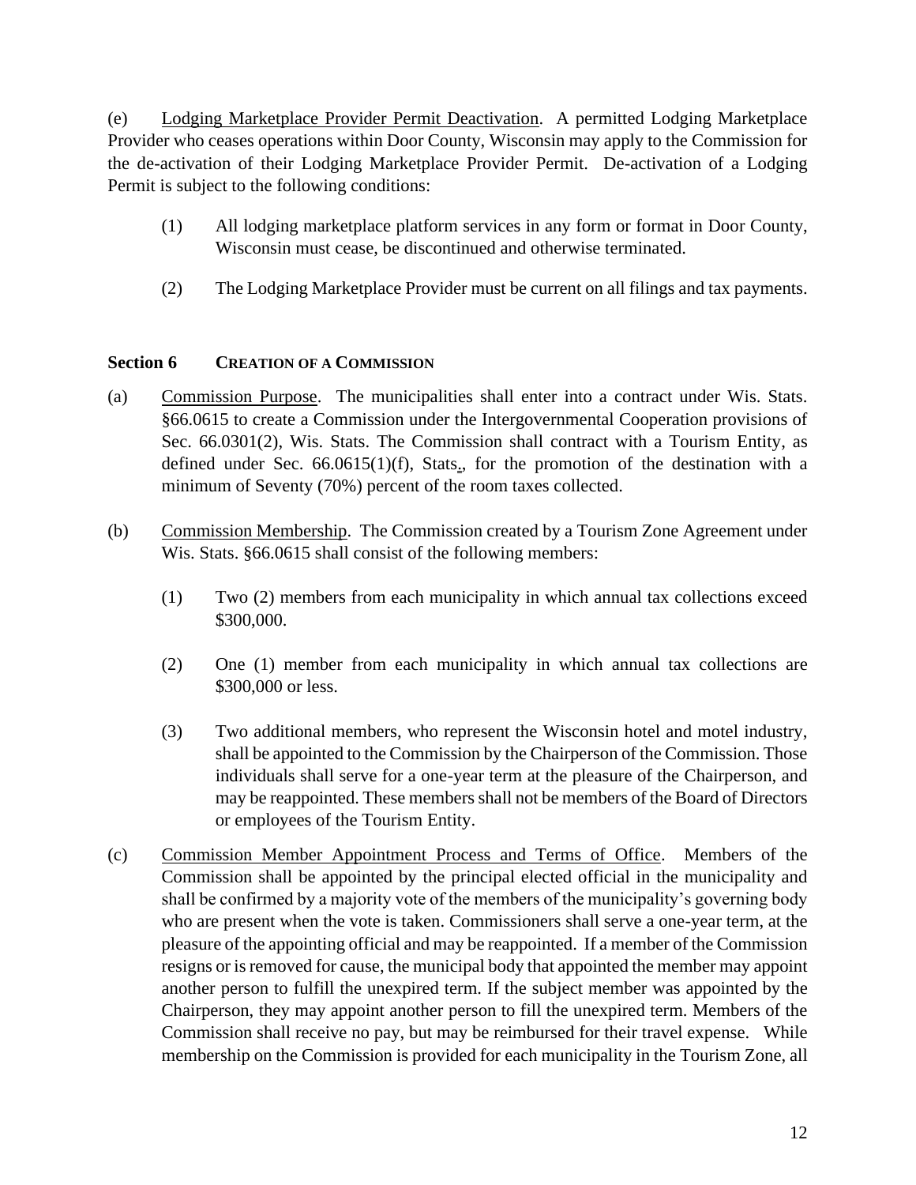(e) Lodging Marketplace Provider Permit Deactivation. A permitted Lodging Marketplace Provider who ceases operations within Door County, Wisconsin may apply to the Commission for the de-activation of their Lodging Marketplace Provider Permit. De-activation of a Lodging Permit is subject to the following conditions:

(1) All lodging marketplace platform services in any form or format in Door County, Wisconsin must cease, be discontinued and otherwise terminated.

(2) The Lodging Marketplace Provider must be current on all filings and tax payments.

## Section 6 CREATION OF A COMMISSION

(a) Commission Purpose. The municipalities shall enter into a contract under Wis. Stats. §66.0615 to create a Commission under the Intergovernmental Cooperation provisions of Sec. 66.0301(2), Wis. Stats. The Commission shall contract with a Tourism Entity, as defined under Sec. 66.0615(1)(f), Stats., for the promotion of the destination with a minimum of Seventy (70%) percent of the room taxes collected.

(b) Commission Membership. The Commission created by a Tourism Zone Agreement under Wis. Stats. §66.0615 shall consist of the following members:

(1) Two (2) members from each municipality in which annual tax collections exceed $300,000.

(2) One (1) member from each municipality in which annual tax collections are $300,000 or less.

(3) Two additional members, who represent the Wisconsin hotel and motel industry, shall be appointed to the Commission by the Chairperson of the Commission. Those individuals shall serve for a one-year term at the pleasure of the Chairperson, and may be reappointed. These members shall not be members of the Board of Directors or employees of the Tourism Entity.

(c) Commission Member Appointment Process and Terms of Office. Members of the Commission shall be appointed by the principal elected official in the municipality and shall be confirmed by a majority vote of the members of the municipality's governing body who are present when the vote is taken. Commissioners shall serve a one-year term, at the pleasure of the appointing official and may be reappointed. If a member of the Commission resigns or is removed for cause, the municipal body that appointed the member may appoint another person to fulfill the unexpired term. If the subject member was appointed by the Chairperson, they may appoint another person to fill the unexpired term. Members of the Commission shall receive no pay, but may be reimbursed for their travel expense. While membership on the Commission is provided for each municipality in the Tourism Zone, all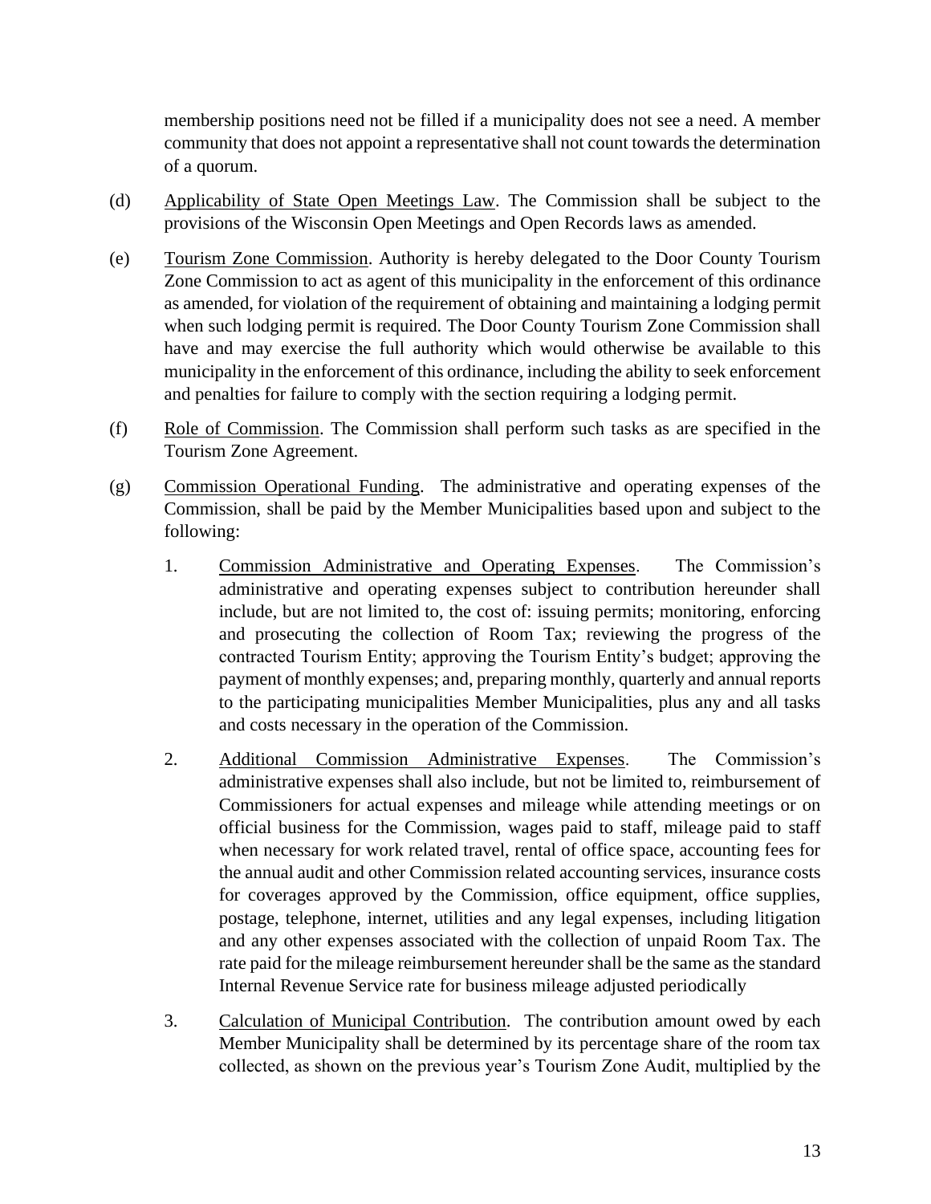membership positions need not be filled if a municipality does not see a need. A member community that does not appoint a representative shall not count towards the determination of a quorum.

(d) Applicability of State Open Meetings Law. The Commission shall be subject to the provisions of the Wisconsin Open Meetings and Open Records laws as amended.

(e) Tourism Zone Commission. Authority is hereby delegated to the Door County Tourism Zone Commission to act as agent of this municipality in the enforcement of this ordinance as amended, for violation of the requirement of obtaining and maintaining a lodging permit when such lodging permit is required. The Door County Tourism Zone Commission shall have and may exercise the full authority which would otherwise be available to this municipality in the enforcement of this ordinance, including the ability to seek enforcement and penalties for failure to comply with the section requiring a lodging permit.

(f) Role of Commission. The Commission shall perform such tasks as are specified in the Tourism Zone Agreement.

(g) Commission Operational Funding. The administrative and operating expenses of the Commission, shall be paid by the Member Municipalities based upon and subject to the following:

1. Commission Administrative and Operating Expenses. The Commission's administrative and operating expenses subject to contribution hereunder shall include, but are not limited to, the cost of: issuing permits; monitoring, enforcing and prosecuting the collection of Room Tax; reviewing the progress of the contracted Tourism Entity; approving the Tourism Entity's budget; approving the payment of monthly expenses; and, preparing monthly, quarterly and annual reports to the participating municipalities Member Municipalities, plus any and all tasks and costs necessary in the operation of the Commission.

2. Additional Commission Administrative Expenses. The Commission's administrative expenses shall also include, but not be limited to, reimbursement of Commissioners for actual expenses and mileage while attending meetings or on official business for the Commission, wages paid to staff, mileage paid to staff when necessary for work related travel, rental of office space, accounting fees for the annual audit and other Commission related accounting services, insurance costs for coverages approved by the Commission, office equipment, office supplies, postage, telephone, internet, utilities and any legal expenses, including litigation and any other expenses associated with the collection of unpaid Room Tax. The rate paid for the mileage reimbursement hereunder shall be the same as the standard Internal Revenue Service rate for business mileage adjusted periodically

3. Calculation of Municipal Contribution. The contribution amount owed by each Member Municipality shall be determined by its percentage share of the room tax collected, as shown on the previous year's Tourism Zone Audit, multiplied by the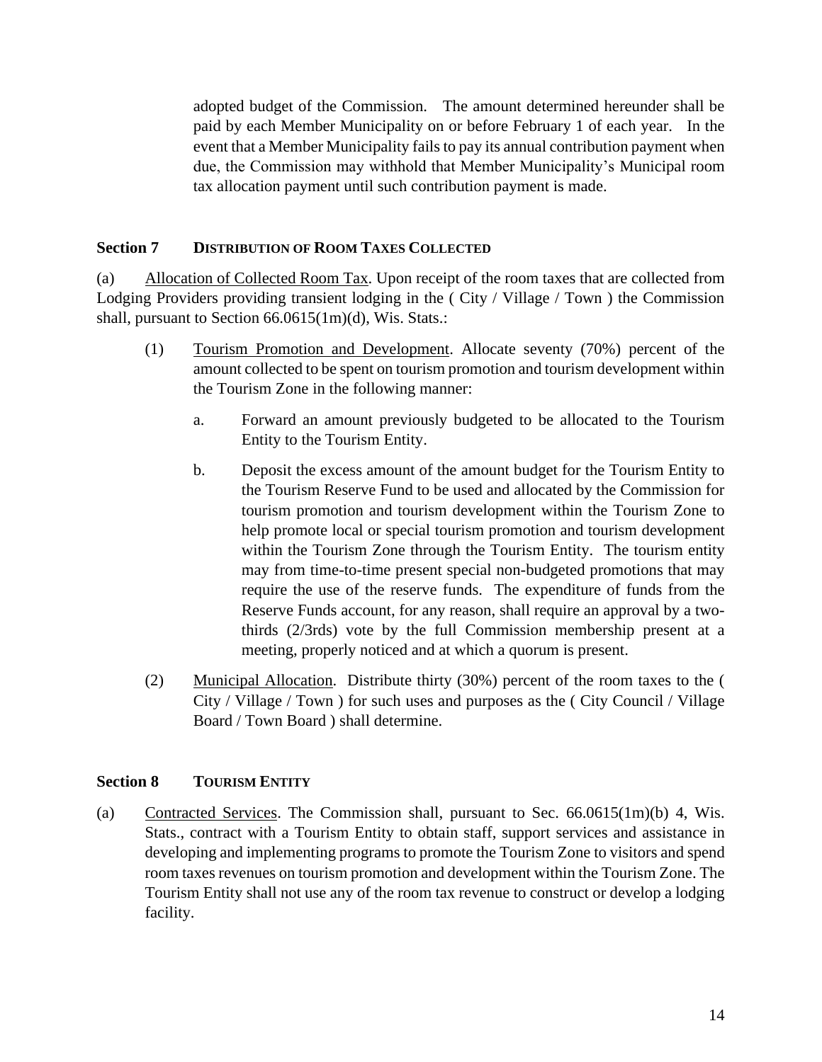adopted budget of the Commission. The amount determined hereunder shall be paid by each Member Municipality on or before February 1 of each year. In the event that a Member Municipality fails to pay its annual contribution payment when due, the Commission may withhold that Member Municipality's Municipal room tax allocation payment until such contribution payment is made.

### Section 7 DISTRIBUTION OF ROOM TAXES COLLECTED

(a) Allocation of Collected Room Tax. Upon receipt of the room taxes that are collected from Lodging Providers providing transient lodging in the ( City / Village / Town ) the Commission shall, pursuant to Section 66.0615(1m)(d), Wis. Stats.:

(1) Tourism Promotion and Development. Allocate seventy (70%) percent of the amount collected to be spent on tourism promotion and tourism development within the Tourism Zone in the following manner:

a. Forward an amount previously budgeted to be allocated to the Tourism Entity to the Tourism Entity.

b. Deposit the excess amount of the amount budget for the Tourism Entity to the Tourism Reserve Fund to be used and allocated by the Commission for tourism promotion and tourism development within the Tourism Zone to help promote local or special tourism promotion and tourism development within the Tourism Zone through the Tourism Entity. The tourism entity may from time-to-time present special non-budgeted promotions that may require the use of the reserve funds. The expenditure of funds from the Reserve Funds account, for any reason, shall require an approval by a two-thirds (2/3rds) vote by the full Commission membership present at a meeting, properly noticed and at which a quorum is present.

(2) Municipal Allocation. Distribute thirty (30%) percent of the room taxes to the ( City / Village / Town ) for such uses and purposes as the ( City Council / Village Board / Town Board ) shall determine.

### Section 8 TOURISM ENTITY

(a) Contracted Services. The Commission shall, pursuant to Sec. 66.0615(1m)(b) 4, Wis. Stats., contract with a Tourism Entity to obtain staff, support services and assistance in developing and implementing programs to promote the Tourism Zone to visitors and spend room taxes revenues on tourism promotion and development within the Tourism Zone. The Tourism Entity shall not use any of the room tax revenue to construct or develop a lodging facility.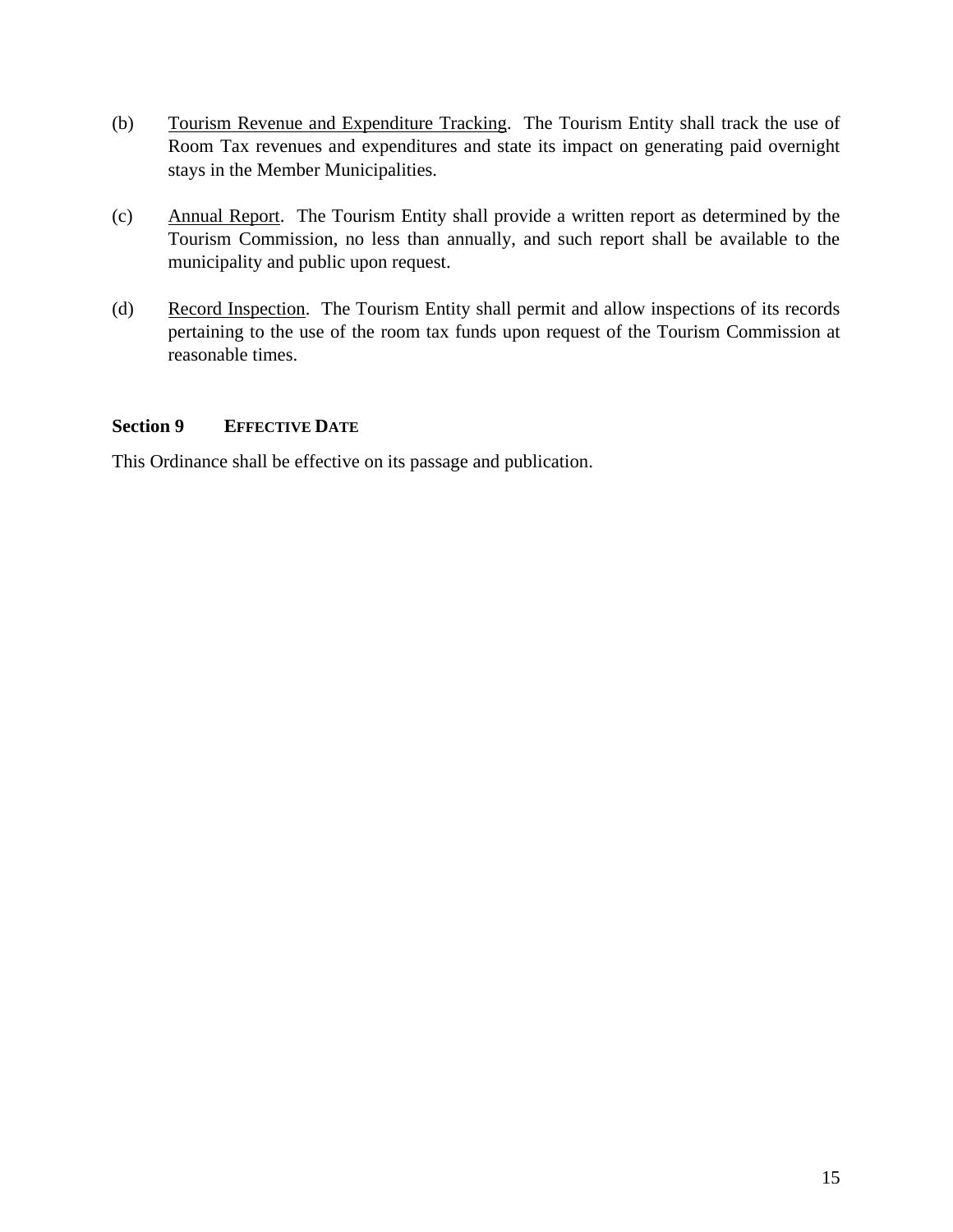(b) Tourism Revenue and Expenditure Tracking. The Tourism Entity shall track the use of Room Tax revenues and expenditures and state its impact on generating paid overnight stays in the Member Municipalities.

(c) Annual Report. The Tourism Entity shall provide a written report as determined by the Tourism Commission, no less than annually, and such report shall be available to the municipality and public upon request.

(d) Record Inspection. The Tourism Entity shall permit and allow inspections of its records pertaining to the use of the room tax funds upon request of the Tourism Commission at reasonable times.

## Section 9 EFFECTIVE DATE

This Ordinance shall be effective on its passage and publication.